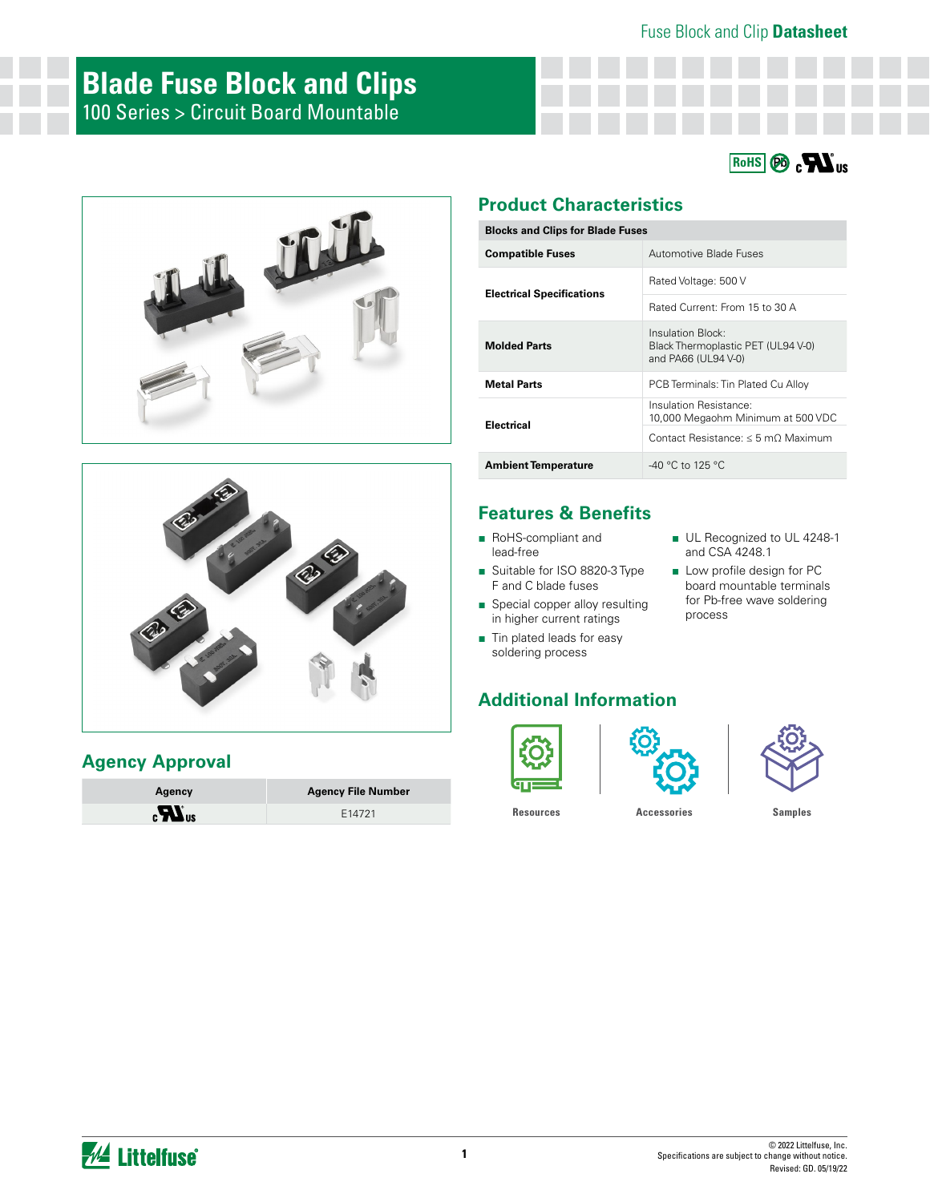# Blade Fuse Block and Clips

100 Series > Circuit Board Mountable

## Product Characteristics

| Blocks and Clips for Blade Fuses | |
|---|---|
| **Compatible Fuses** | Automotive Blade Fuses |
| **Electrical Specifications** | Rated Voltage: 500 V |
| | Rated Current: From 15 to 30 A |
| **Molded Parts** | Insulation Block: Black Thermoplastic PET (UL94 V-0) and PA66 (UL94 V-0) |
| **Metal Parts** | PCB Terminals: Tin Plated Cu Alloy |
| **Electrical** | Insulation Resistance: 10,000 Megaohm Minimum at 500 VDC |
| | Contact Resistance: ≤ 5 mΩ Maximum |
| **Ambient Temperature** | -40 °C to 125 °C |

## Features & Benefits

- RoHS-compliant and lead-free
- Suitable for ISO 8820-3 Type F and C blade fuses
- Special copper alloy resulting in higher current ratings
- Tin plated leads for easy soldering process
- UL Recognized to UL 4248-1 and CSA 4248.1
- Low profile design for PC board mountable terminals for Pb-free wave soldering process

## Additional Information

Resources

Accessories

Samples

## Agency Approval

| Agency | Agency File Number |
|---|---|
| cULus | E14721 |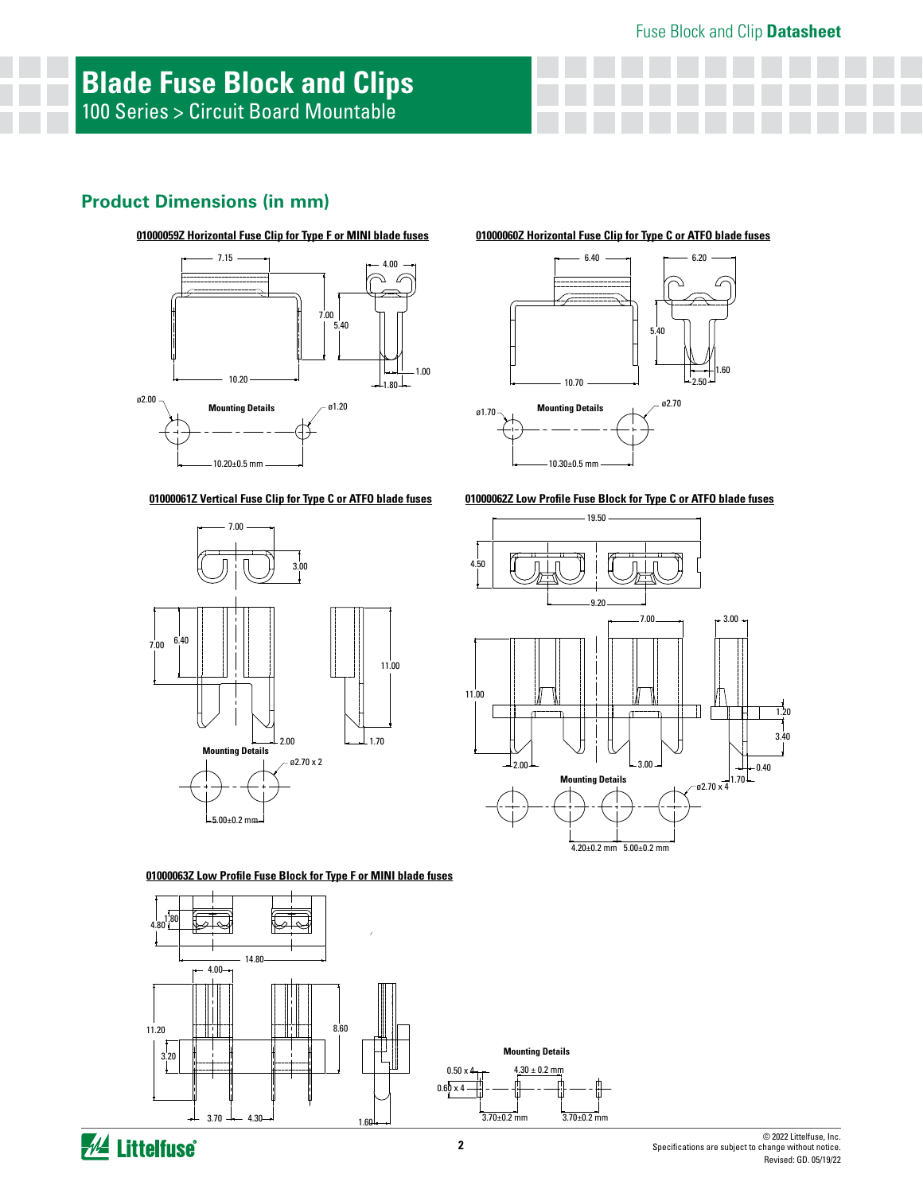# Blade Fuse Block and Clips

100 Series > Circuit Board Mountable

## Product Dimensions (in mm)

**01000059Z Horizontal Fuse Clip for Type F or MINI blade fuses**

7.15 | 4.00 | 7.00 | 5.40 | 10.20 | 1.00 | 1.80

Mounting Details

ø2.00 | ø1.20 | 10.20±0.5 mm

**01000060Z Horizontal Fuse Clip for Type C or ATFO blade fuses**

6.40 | 6.20 | 5.40 | 10.70 | 1.60 | 2.50

Mounting Details

ø1.70 | ø2.70 | 10.30±0.5 mm

**01000061Z Vertical Fuse Clip for Type C or ATFO blade fuses**

7.00 | 3.00 | 7.00 | 6.40 | 11.00 | 2.00 | 1.70

Mounting Details

ø2.70 x 2 | 5.00±0.2 mm

**01000062Z Low Profile Fuse Block for Type C or ATFO blade fuses**

19.50 | 4.50 | 9.20 | 7.00 | 3.00 | 11.00 | 1.20 | 3.40 | 2.00 | 3.00 | 0.40 | 1.70

Mounting Details

ø2.70 x 4 | 4.20±0.2 mm | 5.00±0.2 mm

**01000063Z Low Profile Fuse Block for Type F or MINI blade fuses**

1.80 | 4.80 | 14.80 | 4.00 | 11.20 | 8.60 | 3.20 | 3.70 | 4.30 | 1.60

Mounting Details

0.50 x 4 | 0.60 x 4 | 4.30 ± 0.2 mm | 3.70±0.2 mm | 3.70±0.2 mm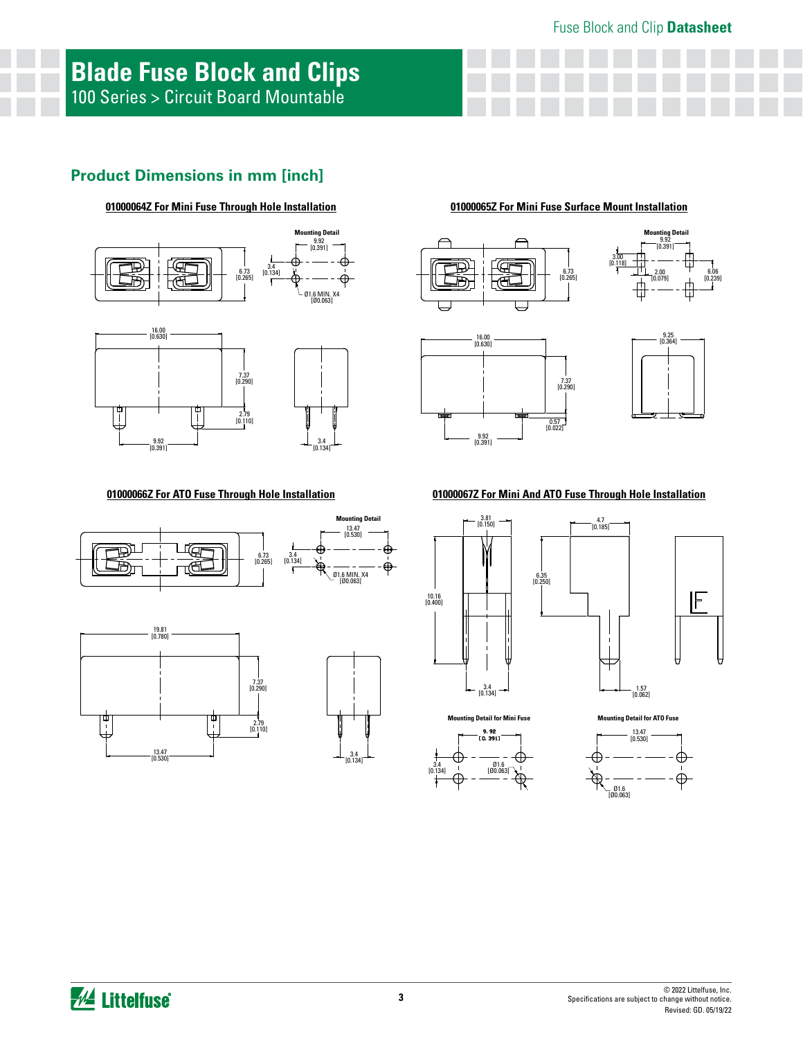# Blade Fuse Block and Clips

100 Series > Circuit Board Mountable

## Product Dimensions in mm [inch]

### 01000064Z For Mini Fuse Through Hole Installation

Mounting Detail

9.92 [0.391]

6.73 [0.265]

3.4 [0.134]

Ø1.6 MIN. X4 [Ø0.063]

16.00 [0.630]

7.37 [0.290]

2.79 [0.110]

9.92 [0.391]

3.4 [0.134]

### 01000065Z For Mini Fuse Surface Mount Installation

Mounting Detail

9.92 [0.391]

3.00 [0.118]

6.73 [0.265]

2.00 [0.079]

6.06 [0.239]

16.00 [0.630]

7.37 [0.290]

0.57 [0.022]

9.92 [0.391]

9.25 [0.364]

### 01000066Z For ATO Fuse Through Hole Installation

Mounting Detail

13.47 [0.530]

6.73 [0.265]

3.4 [0.134]

Ø1.6 MIN. X4 [Ø0.063]

19.81 [0.780]

7.37 [0.290]

2.79 [0.110]

13.47 [0.530]

3.4 [0.134]

### 01000067Z For Mini And ATO Fuse Through Hole Installation

3.81 [0.150]

4.7 [0.185]

6.35 [0.250]

10.16 [0.400]

3.4 [0.134]

1.57 [0.062]

Mounting Detail for Mini Fuse

9.92 [0.391]

3.4 [0.134]

Ø1.6 [Ø0.063]

Mounting Detail for ATO Fuse

13.47 [0.530]

Ø1.6 [Ø0.063]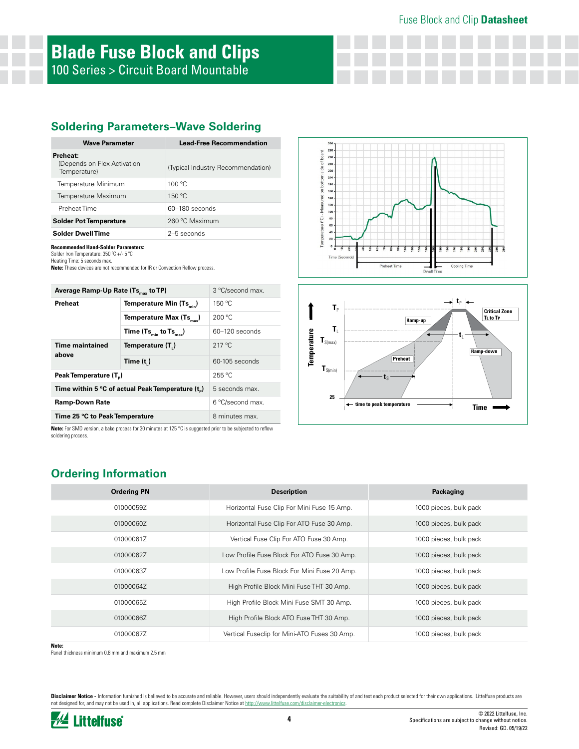# Blade Fuse Block and Clips

100 Series > Circuit Board Mountable

## Soldering Parameters–Wave Soldering

| Wave Parameter | Lead-Free Recommendation |
|---|---|
| **Preheat:** (Depends on Flex Activation Temperature) | (Typical Industry Recommendation) |
| Temperature Minimum | 100 °C |
| Temperature Maximum | 150 °C |
| Preheat Time | 60–180 seconds |
| **Solder Pot Temperature** | 260 °C Maximum |
| **Solder Dwell Time** | 2–5 seconds |

**Recommended Hand-Solder Parameters:**
Solder Iron Temperature: 350 °C +/- 5 °C
Heating Time: 5 seconds max.
**Note:** These devices are not recommended for IR or Convection Reflow process.

Temperature (°C) - Measured on bottom side of board
300
280
260
240
220
200
180
160
140
120
100
80
60
40
20
0
Time (Seconds)
Preheat Time
Dwell Time
Cooling Time

| | | |
|---|---|---|
| **Average Ramp-Up Rate ($Ts_{max}$ to TP)** | | 3 °C/second max. |
| **Preheat** | **Temperature Min ($Ts_{min}$)** | 150 °C |
| | **Temperature Max ($Ts_{max}$)** | 200 °C |
| | **Time ($Ts_{min}$ to $Ts_{max}$)** | 60–120 seconds |
| **Time maintained above** | **Temperature ($T_L$)** | 217 °C |
| | **Time ($t_L$)** | 60-105 seconds |
| **Peak Temperature ($T_P$)** | | 255 °C |
| **Time within 5 °C of actual Peak Temperature ($t_p$)** | | 5 seconds max. |
| **Ramp-Down Rate** | | 6 °C/second max. |
| **Time 25 °C to Peak Temperature** | | 8 minutes max. |

**Note:** For SMD version, a bake process for 30 minutes at 125 °C is suggested prior to be subjected to reflow soldering process.

Temperature
$T_P$
$t_P$
Critical Zone $T_L$ to $T_P$
Ramp-up
$T_L$
$t_L$
$T_{S(max)}$
Ramp-down
Preheat
$T_{S(min)}$
$t_S$
25
time to peak temperature
Time

## Ordering Information

| Ordering PN | Description | Packaging |
|---|---|---|
| 01000059Z | Horizontal Fuse Clip For Mini Fuse 15 Amp. | 1000 pieces, bulk pack |
| 01000060Z | Horizontal Fuse Clip For ATO Fuse 30 Amp. | 1000 pieces, bulk pack |
| 01000061Z | Vertical Fuse Clip For ATO Fuse 30 Amp. | 1000 pieces, bulk pack |
| 01000062Z | Low Profile Fuse Block For ATO Fuse 30 Amp. | 1000 pieces, bulk pack |
| 01000063Z | Low Profile Fuse Block For Mini Fuse 20 Amp. | 1000 pieces, bulk pack |
| 01000064Z | High Profile Block Mini Fuse THT 30 Amp. | 1000 pieces, bulk pack |
| 01000065Z | High Profile Block Mini Fuse SMT 30 Amp. | 1000 pieces, bulk pack |
| 01000066Z | High Profile Block ATO Fuse THT 30 Amp. | 1000 pieces, bulk pack |
| 01000067Z | Vertical Fuseclip for Mini-ATO Fuses 30 Amp. | 1000 pieces, bulk pack |

**Note:**
Panel thickness minimum 0,8 mm and maximum 2.5 mm

**Disclaimer Notice -** Information furnished is believed to be accurate and reliable. However, users should independently evaluate the suitability of and test each product selected for their own applications. Littelfuse products are not designed for, and may not be used in, all applications. Read complete Disclaimer Notice at http://www.littelfuse.com/disclaimer-electronics.

© 2022 Littelfuse, Inc.
Specifications are subject to change without notice.
Revised: GD. 05/19/22